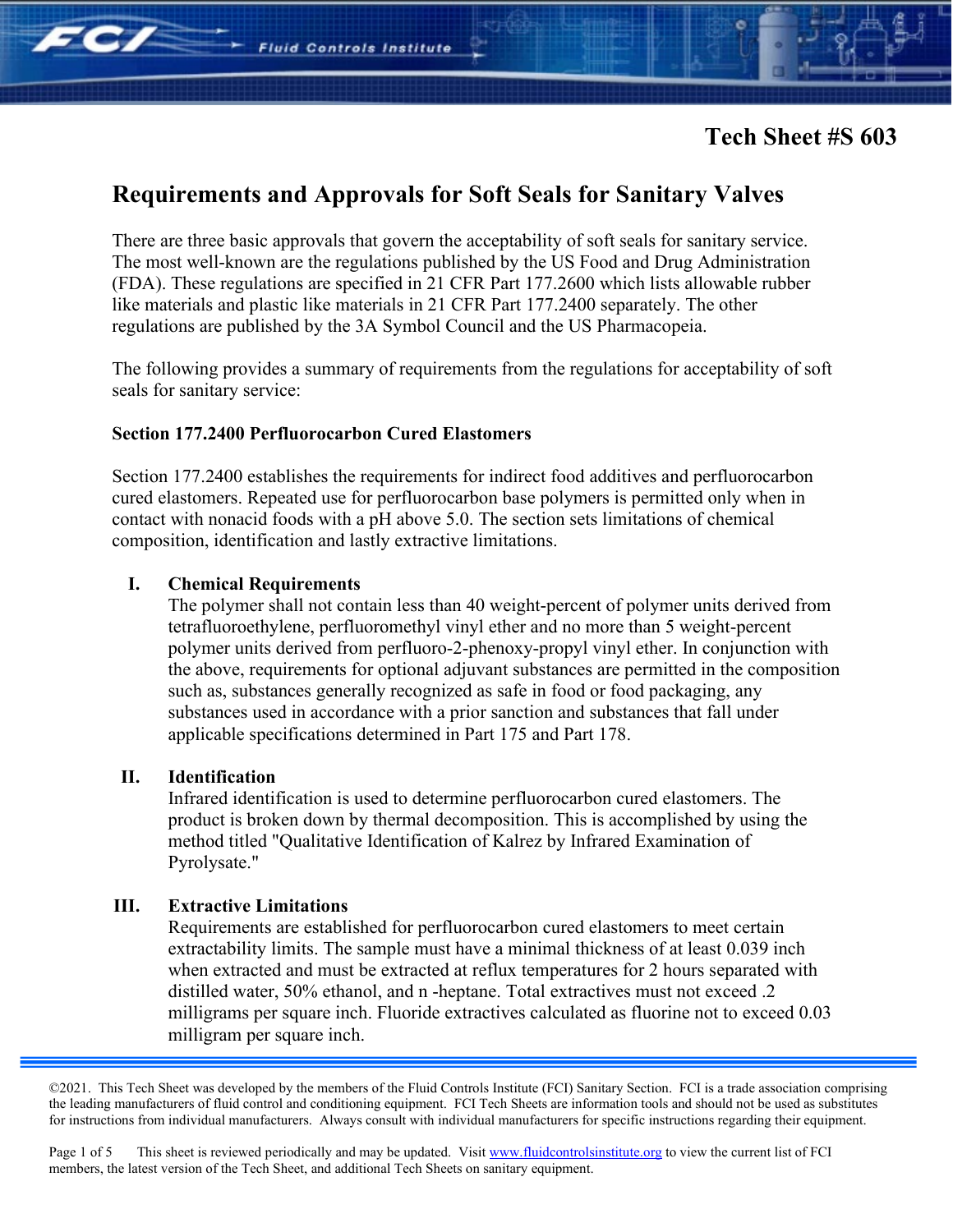Tech Sheet #S 603

# Requirements and Approvals for Soft Seals for Sanitary Valves

There are three basic approvals that govern the acceptability of soft seals for sanitary service. The most well-known are the regulations published by the US Food and Drug Administration (FDA). These regulations are specified in 21 CFR Part 177.2600 which lists allowable rubber like materials and plastic like materials in 21 CFR Part 177.2400 separately. The other regulations are published by the 3A Symbol Council and the US Pharmacopeia.

The following provides a summary of requirements from the regulations for acceptability of soft seals for sanitary service:

## Section 177.2400 Perfluorocarbon Cured Elastomers

Section 177.2400 establishes the requirements for indirect food additives and perfluorocarbon cured elastomers. Repeated use for perfluorocarbon base polymers is permitted only when in contact with nonacid foods with a pH above 5.0. The section sets limitations of chemical composition, identification and lastly extractive limitations.

### I. Chemical Requirements

The polymer shall not contain less than 40 weight-percent of polymer units derived from tetrafluoroethylene, perfluoromethyl vinyl ether and no more than 5 weight-percent polymer units derived from perfluoro-2-phenoxy-propyl vinyl ether. In conjunction with the above, requirements for optional adjuvant substances are permitted in the composition such as, substances generally recognized as safe in food or food packaging, any substances used in accordance with a prior sanction and substances that fall under applicable specifications determined in Part 175 and Part 178.

### II. Identification

Infrared identification is used to determine perfluorocarbon cured elastomers. The product is broken down by thermal decomposition. This is accomplished by using the method titled "Qualitative Identification of Kalrez by Infrared Examination of Pyrolysate."

### III. Extractive Limitations

Requirements are established for perfluorocarbon cured elastomers to meet certain extractability limits. The sample must have a minimal thickness of at least 0.039 inch when extracted and must be extracted at reflux temperatures for 2 hours separated with distilled water, 50% ethanol, and n -heptane. Total extractives must not exceed .2 milligrams per square inch. Fluoride extractives calculated as fluorine not to exceed 0.03 milligram per square inch.

©2021. This Tech Sheet was developed by the members of the Fluid Controls Institute (FCI) Sanitary Section. FCI is a trade association comprising the leading manufacturers of fluid control and conditioning equipment. FCI Tech Sheets are information tools and should not be used as substitutes for instructions from individual manufacturers. Always consult with individual manufacturers for specific instructions regarding their equipment.

This sheet is reviewed periodically and may be updated. Visit www.fluidcontrolsinstitute.org to view the current list of FCI members, the latest version of the Tech Sheet, and additional Tech Sheets on sanitary equipment.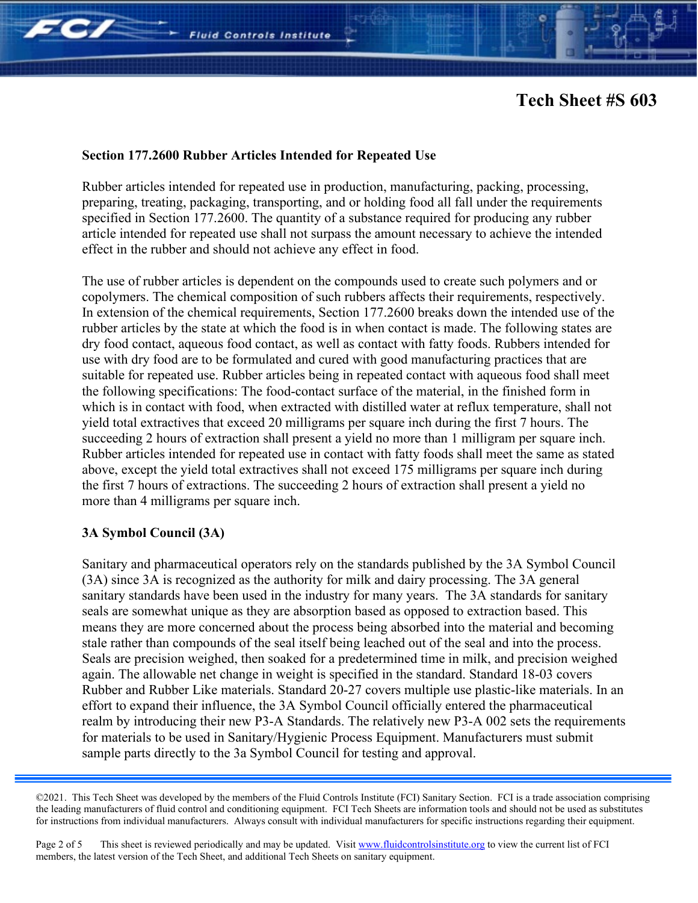## Section 177.2600 Rubber Articles Intended for Repeated Use

Rubber articles intended for repeated use in production, manufacturing, packing, processing, preparing, treating, packaging, transporting, and or holding food all fall under the requirements specified in Section 177.2600. The quantity of a substance required for producing any rubber article intended for repeated use shall not surpass the amount necessary to achieve the intended effect in the rubber and should not achieve any effect in food.

The use of rubber articles is dependent on the compounds used to create such polymers and or copolymers. The chemical composition of such rubbers affects their requirements, respectively. In extension of the chemical requirements, Section 177.2600 breaks down the intended use of the rubber articles by the state at which the food is in when contact is made. The following states are dry food contact, aqueous food contact, as well as contact with fatty foods. Rubbers intended for use with dry food are to be formulated and cured with good manufacturing practices that are suitable for repeated use. Rubber articles being in repeated contact with aqueous food shall meet the following specifications: The food-contact surface of the material, in the finished form in which is in contact with food, when extracted with distilled water at reflux temperature, shall not yield total extractives that exceed 20 milligrams per square inch during the first 7 hours. The succeeding 2 hours of extraction shall present a yield no more than 1 milligram per square inch. Rubber articles intended for repeated use in contact with fatty foods shall meet the same as stated above, except the yield total extractives shall not exceed 175 milligrams per square inch during the first 7 hours of extractions. The succeeding 2 hours of extraction shall present a yield no more than 4 milligrams per square inch.

## 3A Symbol Council (3A)

Sanitary and pharmaceutical operators rely on the standards published by the 3A Symbol Council (3A) since 3A is recognized as the authority for milk and dairy processing. The 3A general sanitary standards have been used in the industry for many years. The 3A standards for sanitary seals are somewhat unique as they are absorption based as opposed to extraction based. This means they are more concerned about the process being absorbed into the material and becoming stale rather than compounds of the seal itself being leached out of the seal and into the process. Seals are precision weighed, then soaked for a predetermined time in milk, and precision weighed again. The allowable net change in weight is specified in the standard. Standard 18-03 covers Rubber and Rubber Like materials. Standard 20-27 covers multiple use plastic-like materials. In an effort to expand their influence, the 3A Symbol Council officially entered the pharmaceutical realm by introducing their new P3-A Standards. The relatively new P3-A 002 sets the requirements for materials to be used in Sanitary/Hygienic Process Equipment. Manufacturers must submit sample parts directly to the 3a Symbol Council for testing and approval.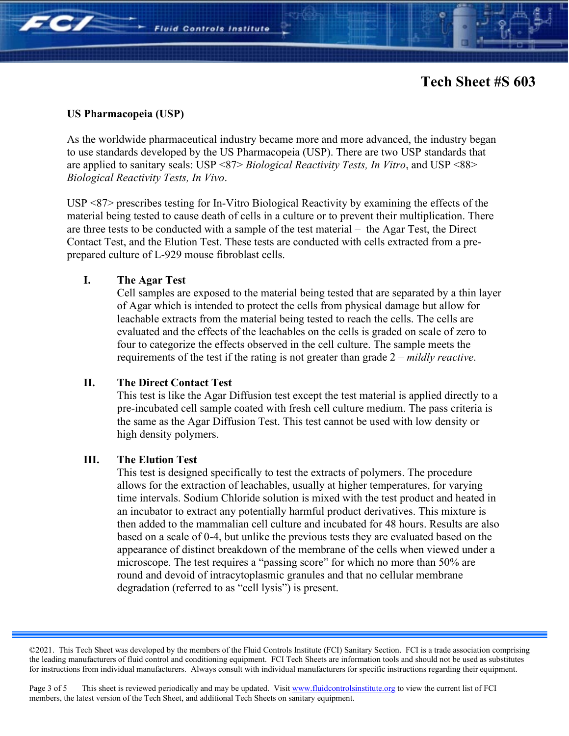**Tech Sheet #S 603**

**US Pharmacopeia (USP)**

As the worldwide pharmaceutical industry became more and more advanced, the industry began to use standards developed by the US Pharmacopeia (USP). There are two USP standards that are applied to sanitary seals: USP <87> *Biological Reactivity Tests, In Vitro*, and USP <88> *Biological Reactivity Tests, In Vivo*.

USP <87> prescribes testing for In-Vitro Biological Reactivity by examining the effects of the material being tested to cause death of cells in a culture or to prevent their multiplication. There are three tests to be conducted with a sample of the test material – the Agar Test, the Direct Contact Test, and the Elution Test. These tests are conducted with cells extracted from a pre-prepared culture of L-929 mouse fibroblast cells.

I. **The Agar Test**
   Cell samples are exposed to the material being tested that are separated by a thin layer of Agar which is intended to protect the cells from physical damage but allow for leachable extracts from the material being tested to reach the cells. The cells are evaluated and the effects of the leachables on the cells is graded on scale of zero to four to categorize the effects observed in the cell culture. The sample meets the requirements of the test if the rating is not greater than grade 2 – *mildly reactive*.

II. **The Direct Contact Test**
   This test is like the Agar Diffusion test except the test material is applied directly to a pre-incubated cell sample coated with fresh cell culture medium. The pass criteria is the same as the Agar Diffusion Test. This test cannot be used with low density or high density polymers.

III. **The Elution Test**
   This test is designed specifically to test the extracts of polymers. The procedure allows for the extraction of leachables, usually at higher temperatures, for varying time intervals. Sodium Chloride solution is mixed with the test product and heated in an incubator to extract any potentially harmful product derivatives. This mixture is then added to the mammalian cell culture and incubated for 48 hours. Results are also based on a scale of 0-4, but unlike the previous tests they are evaluated based on the appearance of distinct breakdown of the membrane of the cells when viewed under a microscope. The test requires a "passing score" for which no more than 50% are round and devoid of intracytoplasmic granules and that no cellular membrane degradation (referred to as "cell lysis") is present.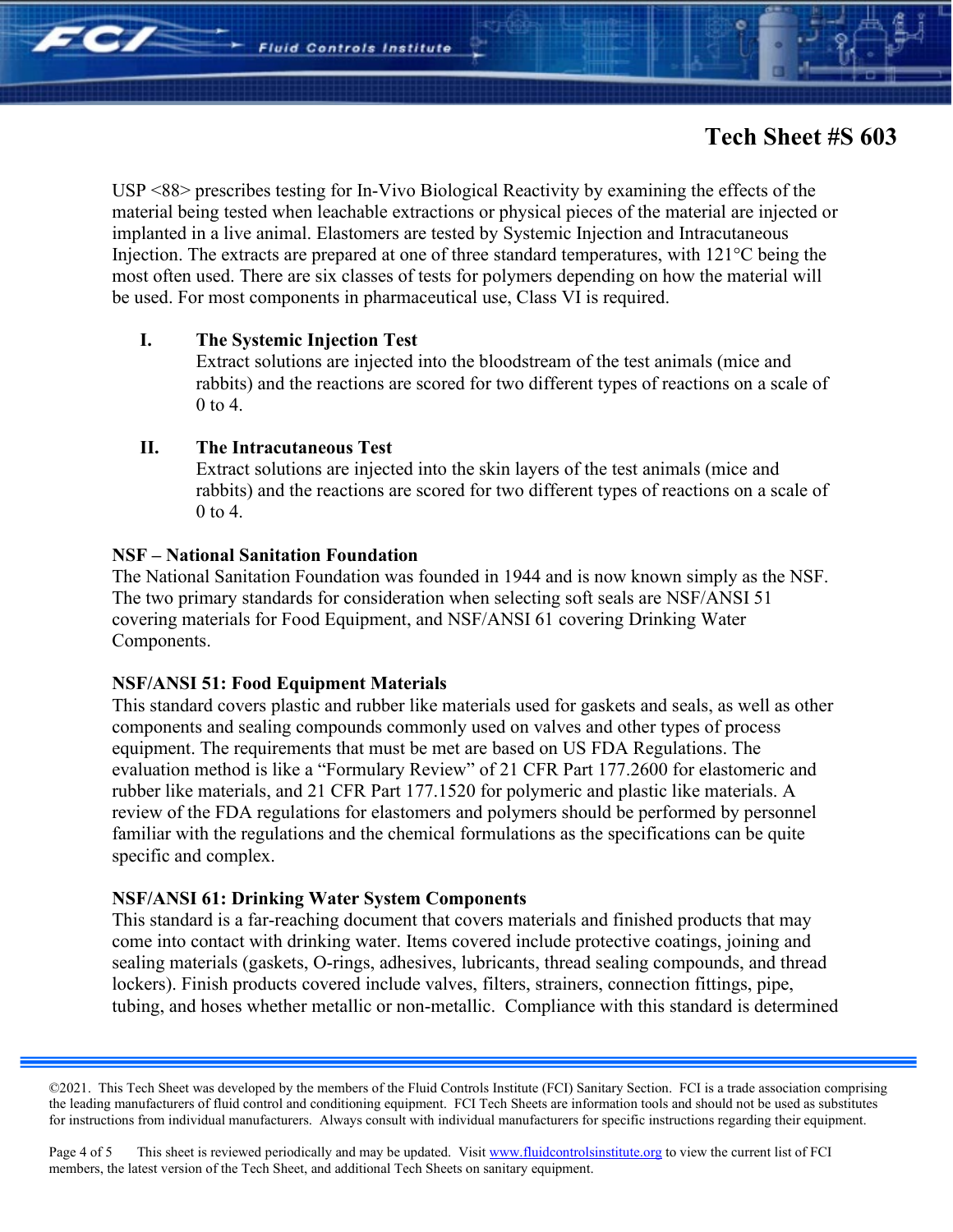USP <88> prescribes testing for In-Vivo Biological Reactivity by examining the effects of the material being tested when leachable extractions or physical pieces of the material are injected or implanted in a live animal. Elastomers are tested by Systemic Injection and Intracutaneous Injection. The extracts are prepared at one of three standard temperatures, with 121°C being the most often used. There are six classes of tests for polymers depending on how the material will be used. For most components in pharmaceutical use, Class VI is required.

I. **The Systemic Injection Test**
   Extract solutions are injected into the bloodstream of the test animals (mice and rabbits) and the reactions are scored for two different types of reactions on a scale of 0 to 4.

II. **The Intracutaneous Test**
   Extract solutions are injected into the skin layers of the test animals (mice and rabbits) and the reactions are scored for two different types of reactions on a scale of 0 to 4.

**NSF – National Sanitation Foundation**

The National Sanitation Foundation was founded in 1944 and is now known simply as the NSF. The two primary standards for consideration when selecting soft seals are NSF/ANSI 51 covering materials for Food Equipment, and NSF/ANSI 61 covering Drinking Water Components.

**NSF/ANSI 51: Food Equipment Materials**

This standard covers plastic and rubber like materials used for gaskets and seals, as well as other components and sealing compounds commonly used on valves and other types of process equipment. The requirements that must be met are based on US FDA Regulations. The evaluation method is like a "Formulary Review" of 21 CFR Part 177.2600 for elastomeric and rubber like materials, and 21 CFR Part 177.1520 for polymeric and plastic like materials. A review of the FDA regulations for elastomers and polymers should be performed by personnel familiar with the regulations and the chemical formulations as the specifications can be quite specific and complex.

**NSF/ANSI 61: Drinking Water System Components**

This standard is a far-reaching document that covers materials and finished products that may come into contact with drinking water. Items covered include protective coatings, joining and sealing materials (gaskets, O-rings, adhesives, lubricants, thread sealing compounds, and thread lockers). Finish products covered include valves, filters, strainers, connection fittings, pipe, tubing, and hoses whether metallic or non-metallic. Compliance with this standard is determined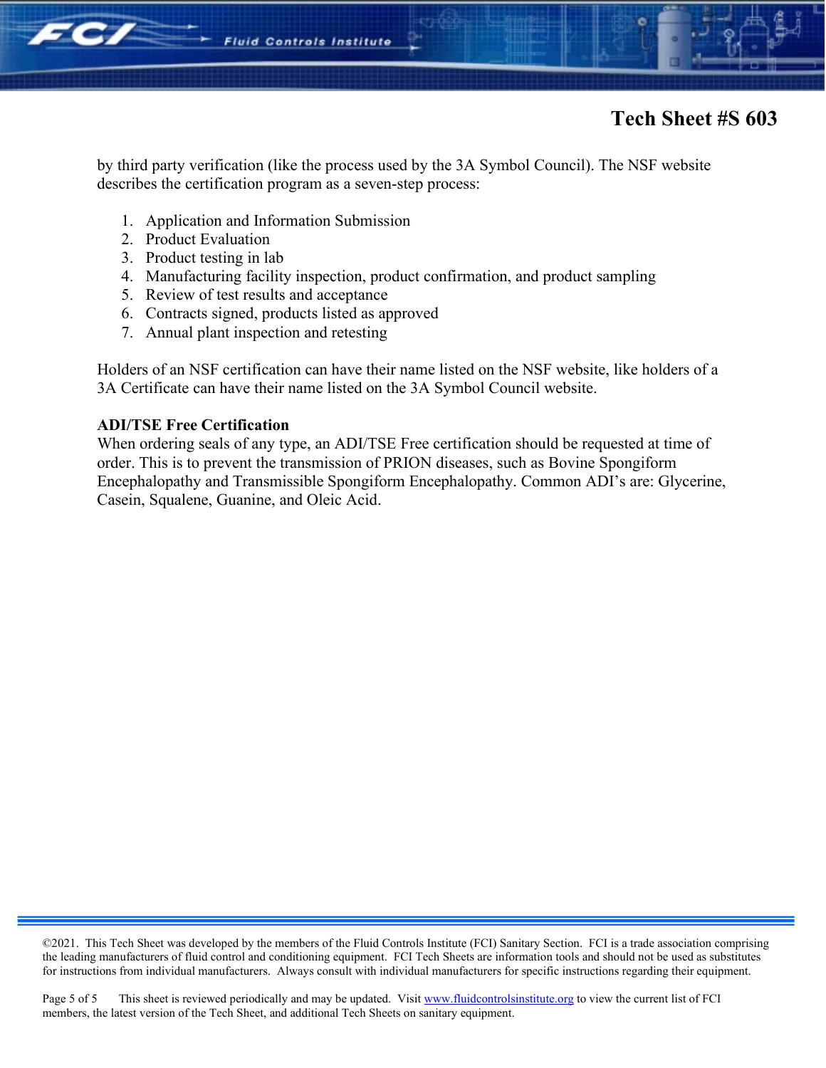by third party verification (like the process used by the 3A Symbol Council). The NSF website describes the certification program as a seven-step process:

1. Application and Information Submission
2. Product Evaluation
3. Product testing in lab
4. Manufacturing facility inspection, product confirmation, and product sampling
5. Review of test results and acceptance
6. Contracts signed, products listed as approved
7. Annual plant inspection and retesting

Holders of an NSF certification can have their name listed on the NSF website, like holders of a 3A Certificate can have their name listed on the 3A Symbol Council website.

**ADI/TSE Free Certification**

When ordering seals of any type, an ADI/TSE Free certification should be requested at time of order. This is to prevent the transmission of PRION diseases, such as Bovine Spongiform Encephalopathy and Transmissible Spongiform Encephalopathy. Common ADI's are: Glycerine, Casein, Squalene, Guanine, and Oleic Acid.

©2021. This Tech Sheet was developed by the members of the Fluid Controls Institute (FCI) Sanitary Section. FCI is a trade association comprising the leading manufacturers of fluid control and conditioning equipment. FCI Tech Sheets are information tools and should not be used as substitutes for instructions from individual manufacturers. Always consult with individual manufacturers for specific instructions regarding their equipment.

This sheet is reviewed periodically and may be updated. Visit www.fluidcontrolsinstitute.org to view the current list of FCI members, the latest version of the Tech Sheet, and additional Tech Sheets on sanitary equipment.